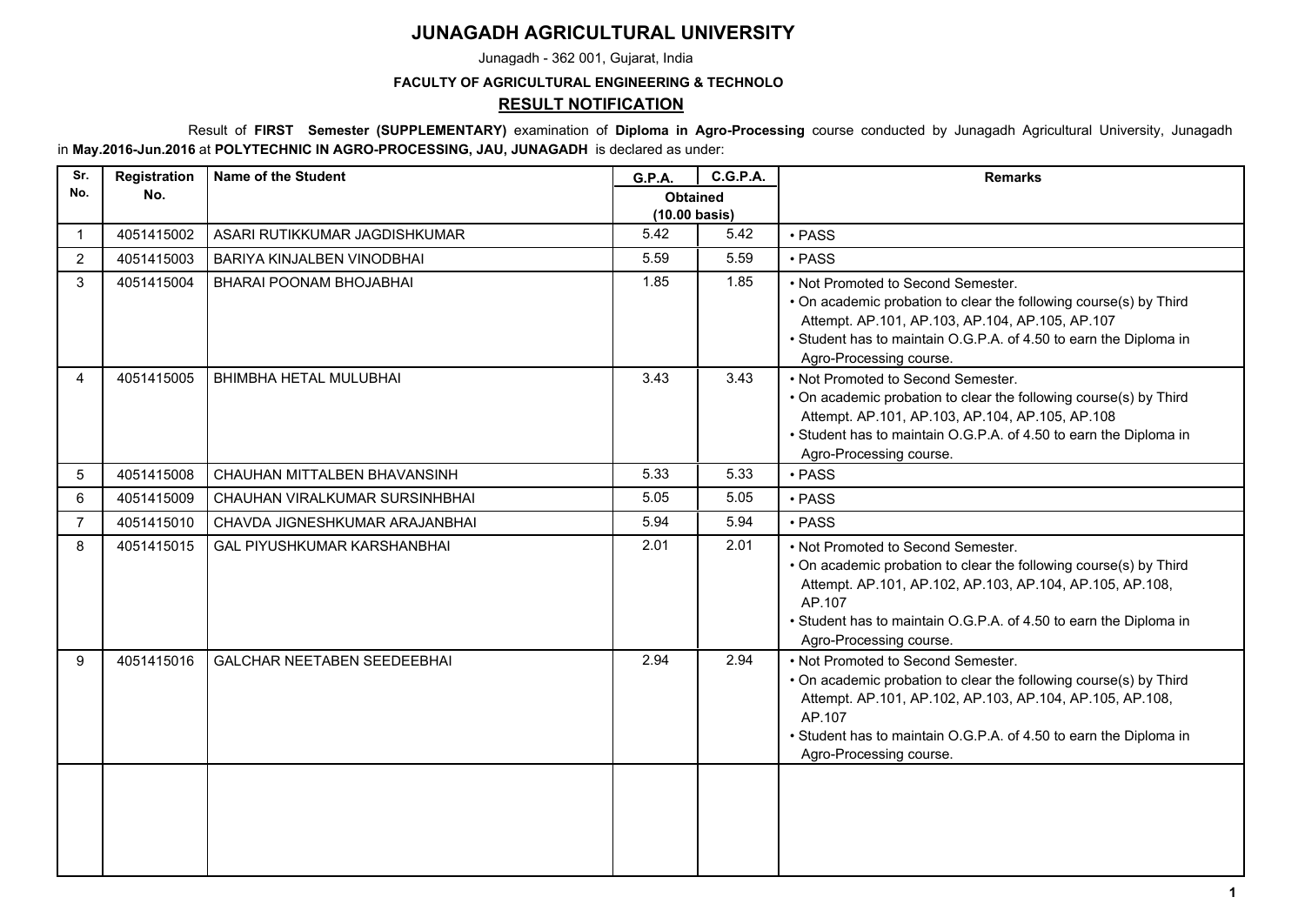# JUNAGADH AGRICULTURAL UNIVERSITY

Junagadh - 362 001, Gujarat, India

**FACULTY OF AGRICULTURAL ENGINEERING & TECHNOLO**

## RESULT NOTIFICATION

Result of **FIRST Semester (SUPPLEMENTARY)** examination of **Diploma in Agro-Processing** course conducted by Junagadh Agricultural University, Junagadh in **May.2016-Jun.2016** at **POLYTECHNIC IN AGRO-PROCESSING, JAU, JUNAGADH** is declared as under:

| Sr. No. | Registration No. | Name of the Student | G.P.A. | C.G.P.A. | Remarks |
|---|---|---|---|---|---|
| | | | Obtained (10.00 basis) | | |
| 1 | 4051415002 | ASARI RUTIKKUMAR JAGDISHKUMAR | 5.42 | 5.42 | • PASS |
| 2 | 4051415003 | BARIYA KINJALBEN VINODBHAI | 5.59 | 5.59 | • PASS |
| 3 | 4051415004 | BHARAI POONAM BHOJABHAI | 1.85 | 1.85 | • Not Promoted to Second Semester.<br>• On academic probation to clear the following course(s) by Third Attempt. AP.101, AP.103, AP.104, AP.105, AP.107<br>• Student has to maintain O.G.P.A. of 4.50 to earn the Diploma in Agro-Processing course. |
| 4 | 4051415005 | BHIMBHA HETAL MULUBHAI | 3.43 | 3.43 | • Not Promoted to Second Semester.<br>• On academic probation to clear the following course(s) by Third Attempt. AP.101, AP.103, AP.104, AP.105, AP.108<br>• Student has to maintain O.G.P.A. of 4.50 to earn the Diploma in Agro-Processing course. |
| 5 | 4051415008 | CHAUHAN MITTALBEN BHAVANSINH | 5.33 | 5.33 | • PASS |
| 6 | 4051415009 | CHAUHAN VIRALKUMAR SURSINHBHAI | 5.05 | 5.05 | • PASS |
| 7 | 4051415010 | CHAVDA JIGNESHKUMAR ARAJANBHAI | 5.94 | 5.94 | • PASS |
| 8 | 4051415015 | GAL PIYUSHKUMAR KARSHANBHAI | 2.01 | 2.01 | • Not Promoted to Second Semester.<br>• On academic probation to clear the following course(s) by Third Attempt. AP.101, AP.102, AP.103, AP.104, AP.105, AP.108, AP.107<br>• Student has to maintain O.G.P.A. of 4.50 to earn the Diploma in Agro-Processing course. |
| 9 | 4051415016 | GALCHAR NEETABEN SEEDEEBHAI | 2.94 | 2.94 | • Not Promoted to Second Semester.<br>• On academic probation to clear the following course(s) by Third Attempt. AP.101, AP.102, AP.103, AP.104, AP.105, AP.108, AP.107<br>• Student has to maintain O.G.P.A. of 4.50 to earn the Diploma in Agro-Processing course. |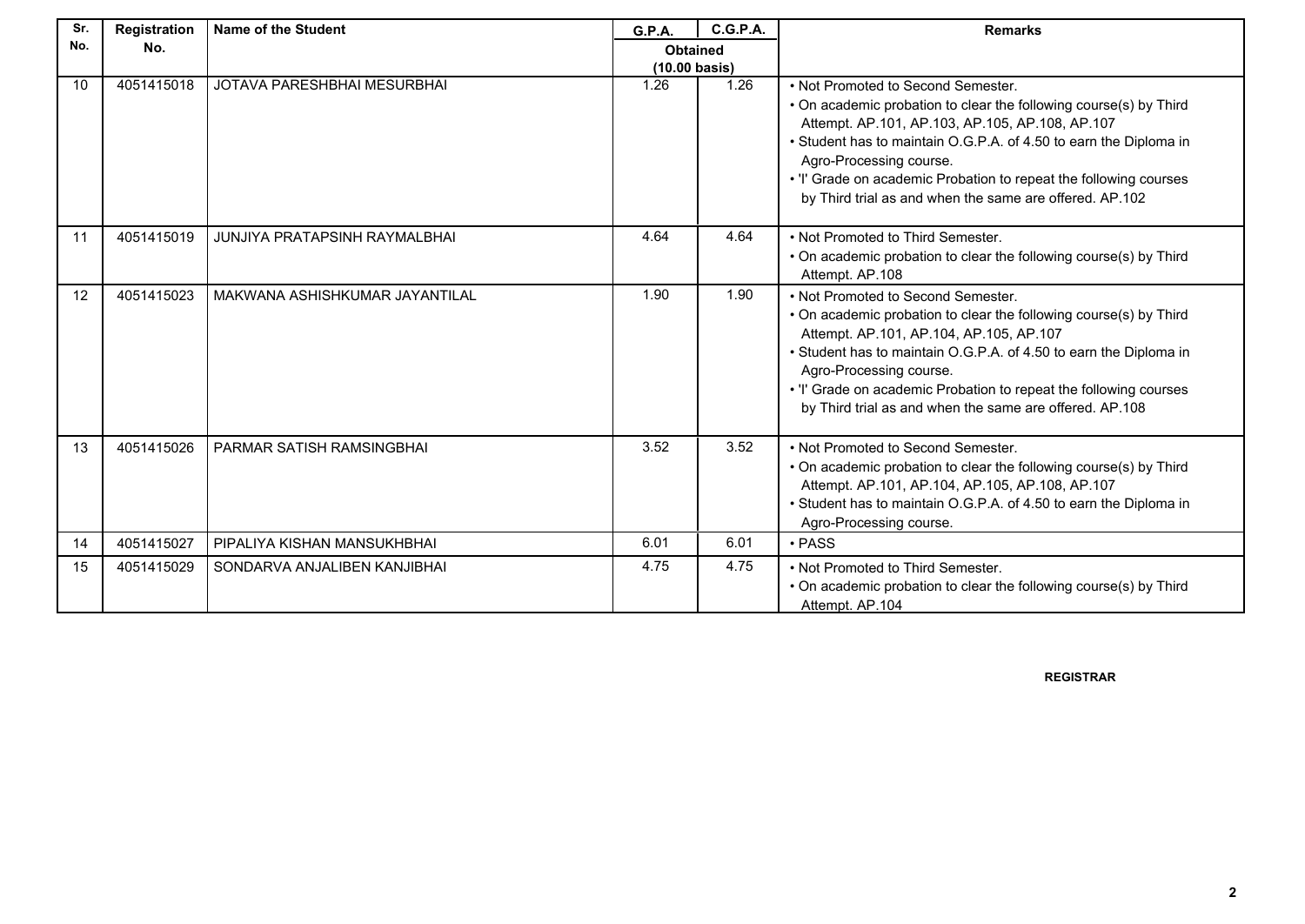| Sr. No. | Registration No. | Name of the Student | G.P.A. | C.G.P.A. | Remarks |
|---|---|---|---|---|---|
| | | | Obtained (10.00 basis) | | |
| 10 | 4051415018 | JOTAVA PARESHBHAI MESURBHAI | 1.26 | 1.26 | • Not Promoted to Second Semester.<br>• On academic probation to clear the following course(s) by Third Attempt. AP.101, AP.103, AP.105, AP.108, AP.107<br>• Student has to maintain O.G.P.A. of 4.50 to earn the Diploma in Agro-Processing course.<br>• 'I' Grade on academic Probation to repeat the following courses by Third trial as and when the same are offered. AP.102 |
| 11 | 4051415019 | JUNJIYA PRATAPSINH RAYMALBHAI | 4.64 | 4.64 | • Not Promoted to Third Semester.<br>• On academic probation to clear the following course(s) by Third Attempt. AP.108 |
| 12 | 4051415023 | MAKWANA ASHISHKUMAR JAYANTILAL | 1.90 | 1.90 | • Not Promoted to Second Semester.<br>• On academic probation to clear the following course(s) by Third Attempt. AP.101, AP.104, AP.105, AP.107<br>• Student has to maintain O.G.P.A. of 4.50 to earn the Diploma in Agro-Processing course.<br>• 'I' Grade on academic Probation to repeat the following courses by Third trial as and when the same are offered. AP.108 |
| 13 | 4051415026 | PARMAR SATISH RAMSINGBHAI | 3.52 | 3.52 | • Not Promoted to Second Semester.<br>• On academic probation to clear the following course(s) by Third Attempt. AP.101, AP.104, AP.105, AP.108, AP.107<br>• Student has to maintain O.G.P.A. of 4.50 to earn the Diploma in Agro-Processing course. |
| 14 | 4051415027 | PIPALIYA KISHAN MANSUKHBHAI | 6.01 | 6.01 | • PASS |
| 15 | 4051415029 | SONDARVA ANJALIBEN KANJIBHAI | 4.75 | 4.75 | • Not Promoted to Third Semester.<br>• On academic probation to clear the following course(s) by Third Attempt. AP.104 |

**REGISTRAR**